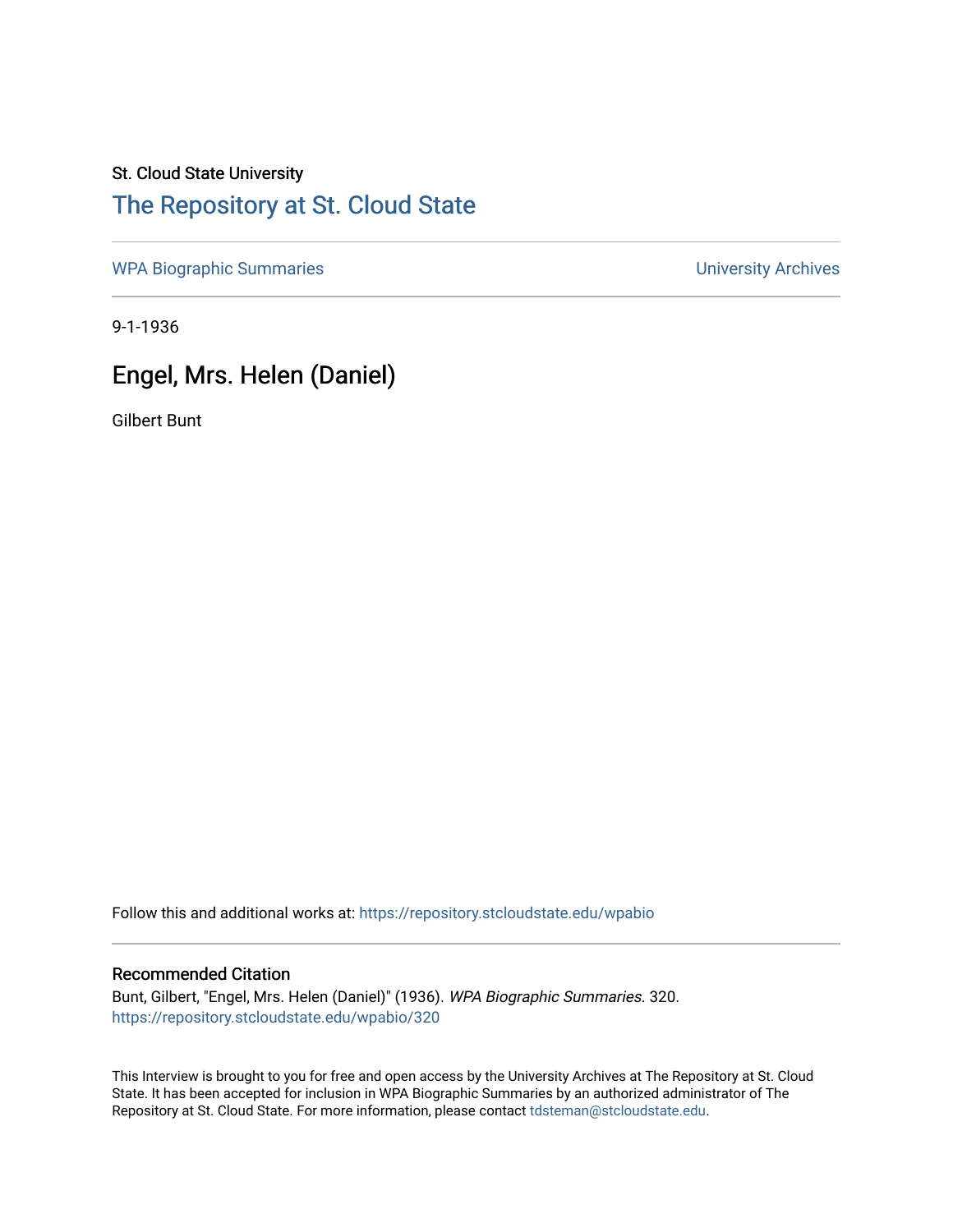St. Cloud State University

# The Repository at St. Cloud State

WPA Biographic Summaries | University Archives

9-1-1936

## Engel, Mrs. Helen (Daniel)

Gilbert Bunt

Follow this and additional works at: https://repository.stcloudstate.edu/wpabio

### Recommended Citation

Bunt, Gilbert, "Engel, Mrs. Helen (Daniel)" (1936). *WPA Biographic Summaries*. 320.
https://repository.stcloudstate.edu/wpabio/320

This Interview is brought to you for free and open access by the University Archives at The Repository at St. Cloud State. It has been accepted for inclusion in WPA Biographic Summaries by an authorized administrator of The Repository at St. Cloud State. For more information, please contact tdsteman@stcloudstate.edu.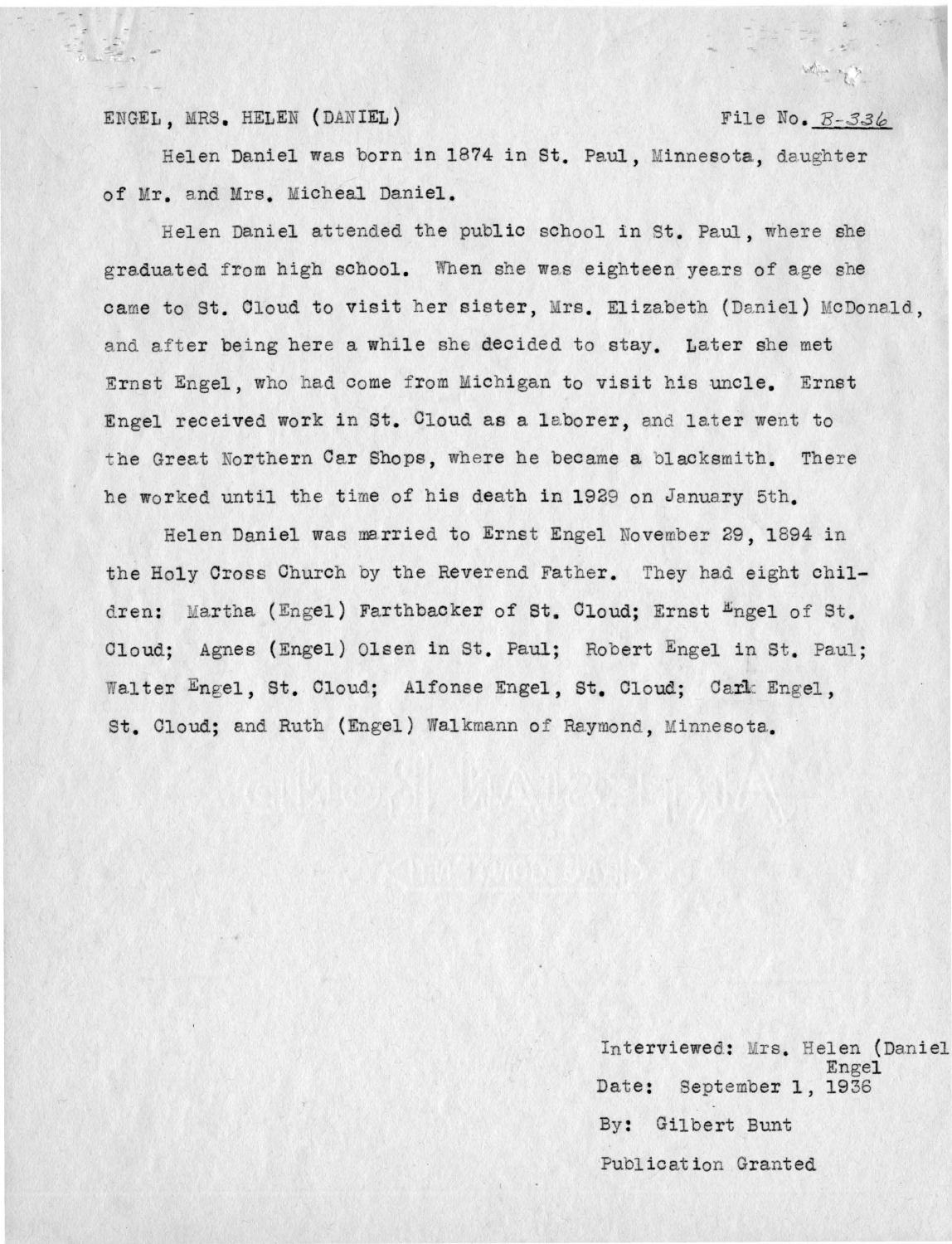ENGEL, MRS. HELEN (DANIEL)                                                        File No. B-336

Helen Daniel was born in 1874 in St. Paul, Minnesota, daughter of Mr. and Mrs. Micheal Daniel.

Helen Daniel attended the public school in St. Paul, where she graduated from high school. When she was eighteen years of age she came to St. Cloud to visit her sister, Mrs. Elizabeth (Daniel) McDonald, and after being here a while she decided to stay. Later she met Ernst Engel, who had come from Michigan to visit his uncle. Ernst Engel received work in St. Cloud as a laborer, and later went to the Great Northern Car Shops, where he became a blacksmith. There he worked until the time of his death in 1929 on January 5th.

Helen Daniel was married to Ernst Engel November 29, 1894 in the Holy Cross Church by the Reverend Father. They had eight children: Martha (Engel) Farthbacker of St. Cloud; Ernst Engel of St. Cloud; Agnes (Engel) Olsen in St. Paul; Robert Engel in St. Paul; Walter Engel, St. Cloud; Alfonse Engel, St. Cloud; Carl Engel, St. Cloud; and Ruth (Engel) Walkmann of Raymond, Minnesota.

Interviewed: Mrs. Helen (Daniel Engel
Date: September 1, 1936
By: Gilbert Bunt
Publication Granted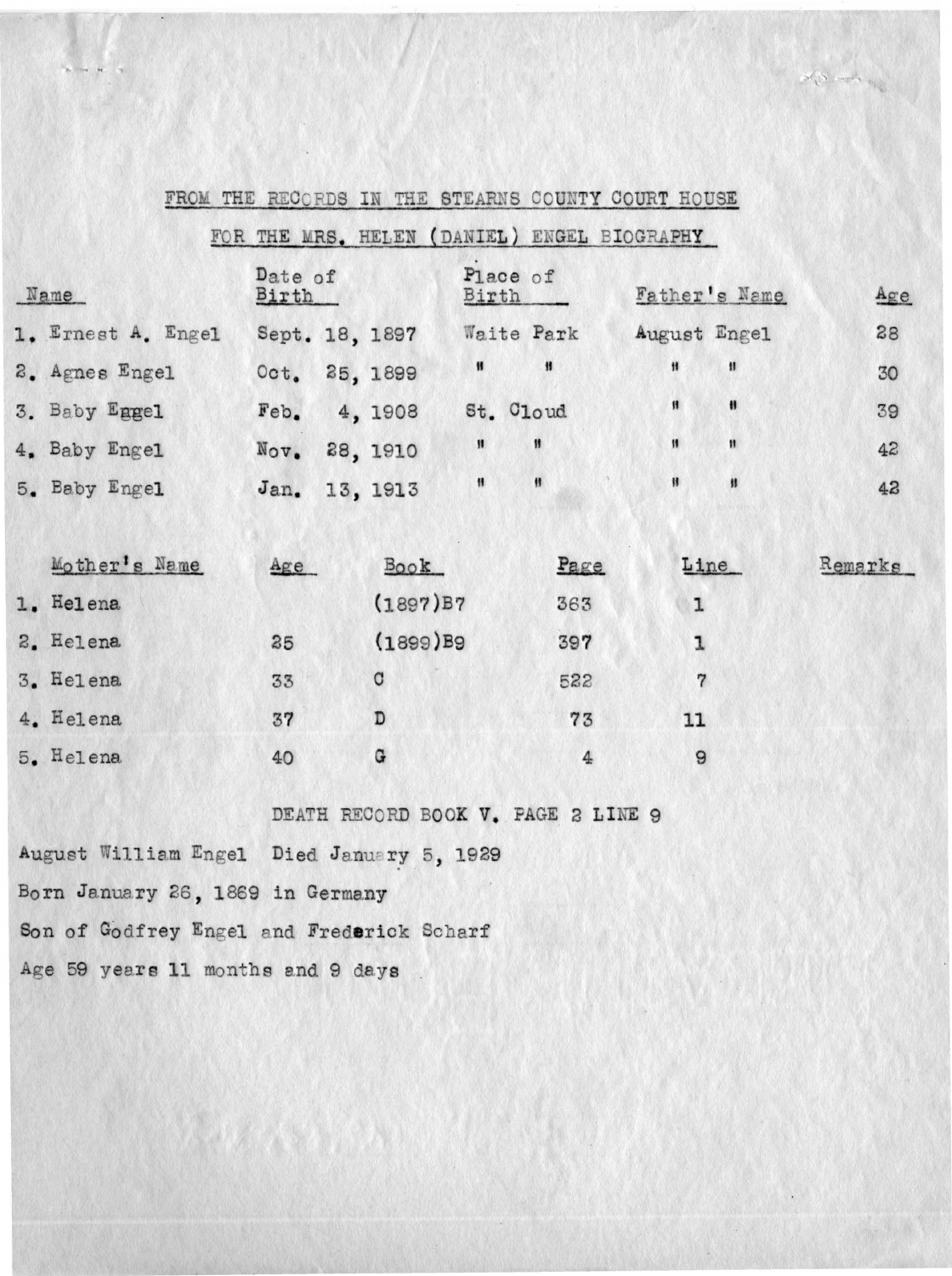FROM THE RECORDS IN THE STEARNS COUNTY COURT HOUSE

FOR THE MRS. HELEN (DANIEL) ENGEL BIOGRAPHY

| Name | Date of Birth | Place of Birth | Father's Name | Age |
|---|---|---|---|---|
| 1. Ernest A. Engel | Sept. 18, 1897 | Waite Park | August Engel | 28 |
| 2. Agnes Engel | Oct. 25, 1899 | " " | " " | 30 |
| 3. Baby Eggel | Feb. 4, 1908 | St. Cloud | " " | 39 |
| 4. Baby Engel | Nov. 28, 1910 | " " | " " | 42 |
| 5. Baby Engel | Jan. 13, 1913 | " " | " " | 42 |

| Mother's Name | Age | Book | Page | Line | Remarks |
|---|---|---|---|---|---|
| 1. Helena | | (1897)B7 | 363 | 1 | |
| 2. Helena | 25 | (1899)B9 | 397 | 1 | |
| 3. Helena | 33 | C | 522 | 7 | |
| 4. Helena | 37 | D | 73 | 11 | |
| 5. Helena | 40 | G | 4 | 9 | |

DEATH RECORD BOOK V. PAGE 2 LINE 9

August William Engel Died January 5, 1929

Born January 26, 1869 in Germany

Son of Godfrey Engel and Frederick Scharf

Age 59 years 11 months and 9 days